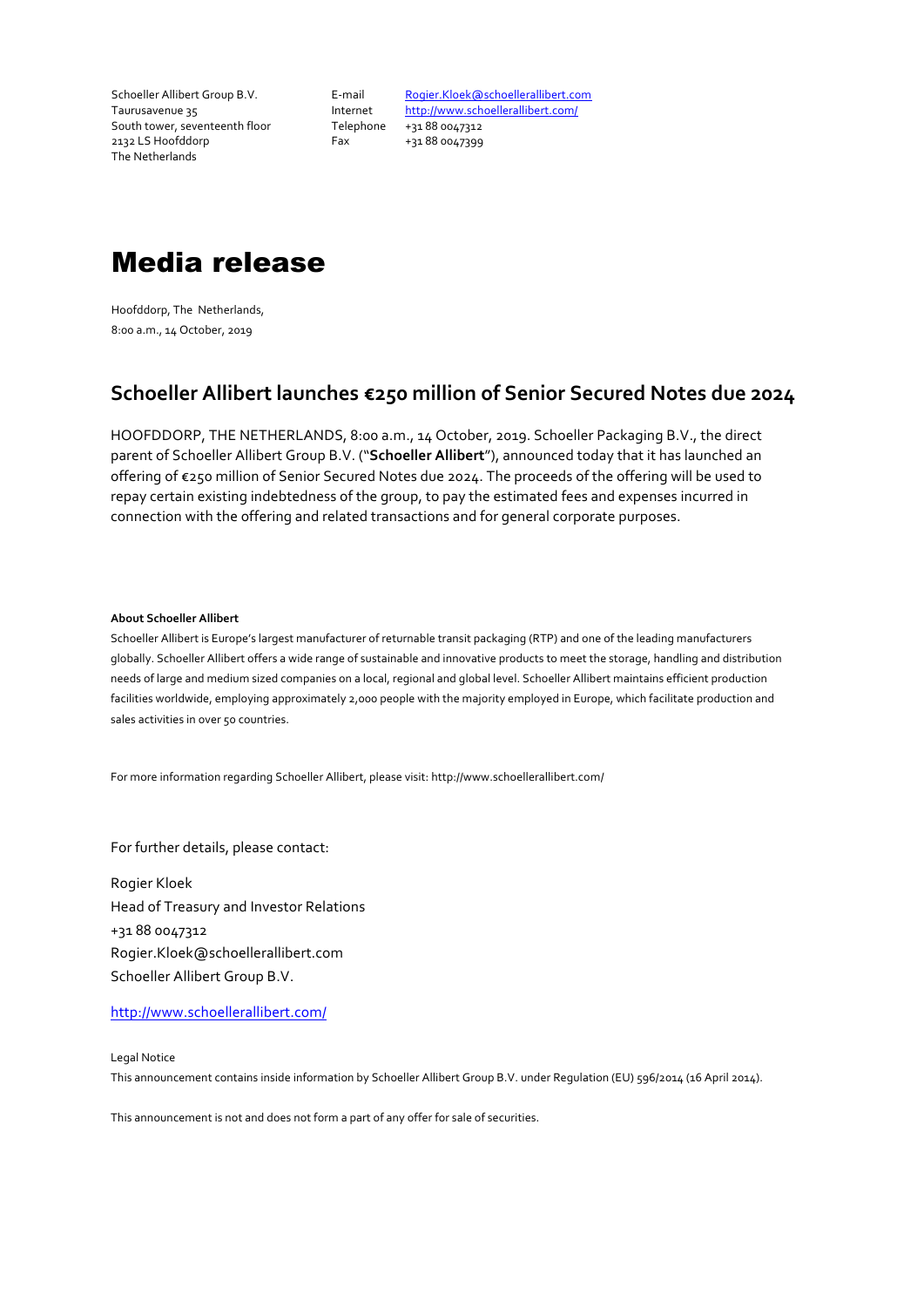Schoeller Allibert Group B.V.
Taurusavenue 35
South tower, seventeenth floor
2132 LS Hoofddorp
The Netherlands

E-mail Rogier.Kloek@schoellerallibert.com
Internet http://www.schoellerallibert.com/
Telephone +31 88 0047312
Fax +31 88 0047399

# Media release

Hoofddorp, The Netherlands,
8:00 a.m., 14 October, 2019

## Schoeller Allibert launches €250 million of Senior Secured Notes due 2024

HOOFDDORP, THE NETHERLANDS, 8:00 a.m., 14 October, 2019. Schoeller Packaging B.V., the direct parent of Schoeller Allibert Group B.V. ("**Schoeller Allibert**"), announced today that it has launched an offering of €250 million of Senior Secured Notes due 2024. The proceeds of the offering will be used to repay certain existing indebtedness of the group, to pay the estimated fees and expenses incurred in connection with the offering and related transactions and for general corporate purposes.

**About Schoeller Allibert**

Schoeller Allibert is Europe's largest manufacturer of returnable transit packaging (RTP) and one of the leading manufacturers globally. Schoeller Allibert offers a wide range of sustainable and innovative products to meet the storage, handling and distribution needs of large and medium sized companies on a local, regional and global level. Schoeller Allibert maintains efficient production facilities worldwide, employing approximately 2,000 people with the majority employed in Europe, which facilitate production and sales activities in over 50 countries.

For more information regarding Schoeller Allibert, please visit: http://www.schoellerallibert.com/

For further details, please contact:

Rogier Kloek
Head of Treasury and Investor Relations
+31 88 0047312
Rogier.Kloek@schoellerallibert.com
Schoeller Allibert Group B.V.

http://www.schoellerallibert.com/

Legal Notice
This announcement contains inside information by Schoeller Allibert Group B.V. under Regulation (EU) 596/2014 (16 April 2014).

This announcement is not and does not form a part of any offer for sale of securities.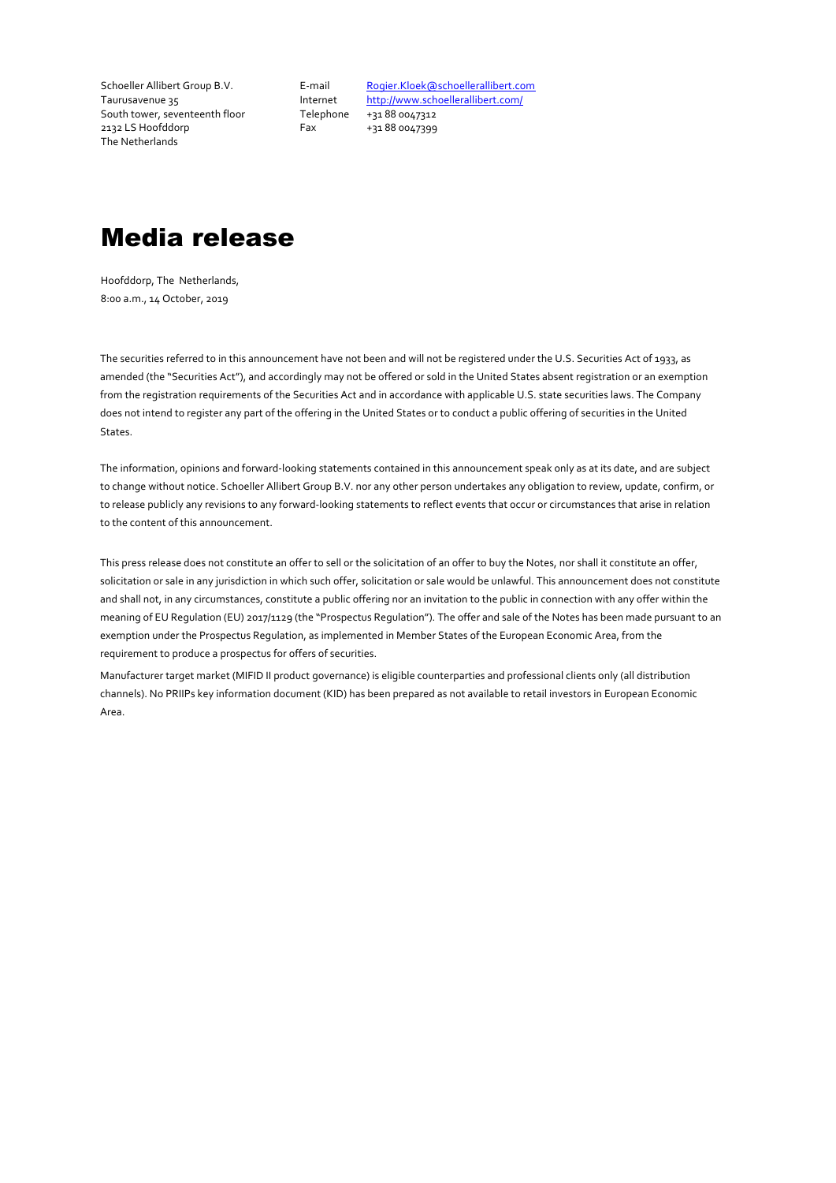Schoeller Allibert Group B.V.
Taurusavenue 35
South tower, seventeenth floor
2132 LS Hoofddorp
The Netherlands

E-mail Rogier.Kloek@schoellerallibert.com
Internet http://www.schoellerallibert.com/
Telephone +31 88 0047312
Fax +31 88 0047399

# Media release

Hoofddorp, The Netherlands,
8:00 a.m., 14 October, 2019

The securities referred to in this announcement have not been and will not be registered under the U.S. Securities Act of 1933, as amended (the "Securities Act"), and accordingly may not be offered or sold in the United States absent registration or an exemption from the registration requirements of the Securities Act and in accordance with applicable U.S. state securities laws. The Company does not intend to register any part of the offering in the United States or to conduct a public offering of securities in the United States.

The information, opinions and forward-looking statements contained in this announcement speak only as at its date, and are subject to change without notice. Schoeller Allibert Group B.V. nor any other person undertakes any obligation to review, update, confirm, or to release publicly any revisions to any forward-looking statements to reflect events that occur or circumstances that arise in relation to the content of this announcement.

This press release does not constitute an offer to sell or the solicitation of an offer to buy the Notes, nor shall it constitute an offer, solicitation or sale in any jurisdiction in which such offer, solicitation or sale would be unlawful. This announcement does not constitute and shall not, in any circumstances, constitute a public offering nor an invitation to the public in connection with any offer within the meaning of EU Regulation (EU) 2017/1129 (the "Prospectus Regulation"). The offer and sale of the Notes has been made pursuant to an exemption under the Prospectus Regulation, as implemented in Member States of the European Economic Area, from the requirement to produce a prospectus for offers of securities.

Manufacturer target market (MIFID II product governance) is eligible counterparties and professional clients only (all distribution channels). No PRIIPs key information document (KID) has been prepared as not available to retail investors in European Economic Area.